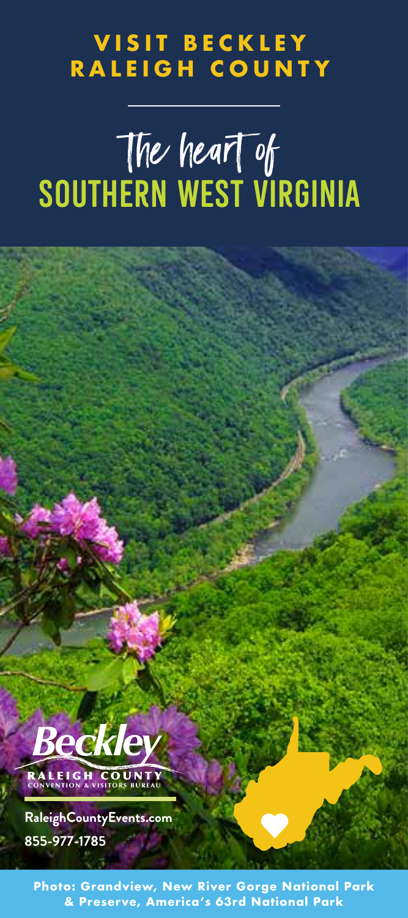# VISIT BECKLEY RALEIGH COUNTY

## The heart of SOUTHERN WEST VIRGINIA

Beckley
RALEIGH COUNTY
CONVENTION & VISITORS BUREAU

RaleighCountyEvents.com
855-977-1785

**Photo: Grandview, New River Gorge National Park & Preserve, America's 63rd National Park**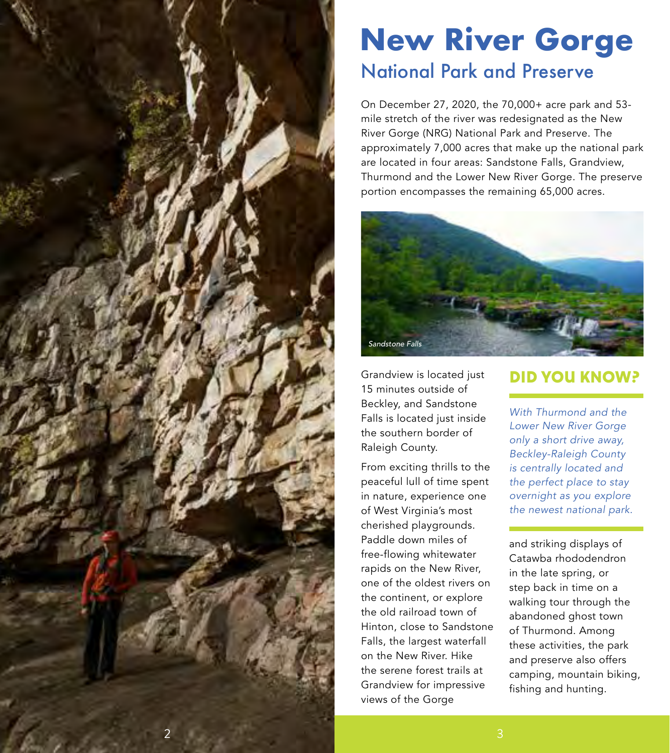# New River Gorge

## National Park and Preserve

On December 27, 2020, the 70,000+ acre park and 53-mile stretch of the river was redesignated as the New River Gorge (NRG) National Park and Preserve. The approximately 7,000 acres that make up the national park are located in four areas: Sandstone Falls, Grandview, Thurmond and the Lower New River Gorge. The preserve portion encompasses the remaining 65,000 acres.

*Sandstone Falls*

Grandview is located just 15 minutes outside of Beckley, and Sandstone Falls is located just inside the southern border of Raleigh County.

From exciting thrills to the peaceful lull of time spent in nature, experience one of West Virginia's most cherished playgrounds. Paddle down miles of free-flowing whitewater rapids on the New River, one of the oldest rivers on the continent, or explore the old railroad town of Hinton, close to Sandstone Falls, the largest waterfall on the New River. Hike the serene forest trails at Grandview for impressive views of the Gorge and striking displays of Catawba rhododendron in the late spring, or step back in time on a walking tour through the abandoned ghost town of Thurmond. Among these activities, the park and preserve also offers camping, mountain biking, fishing and hunting.

### DID YOU KNOW?

*With Thurmond and the Lower New River Gorge only a short drive away, Beckley-Raleigh County is centrally located and the perfect place to stay overnight as you explore the newest national park.*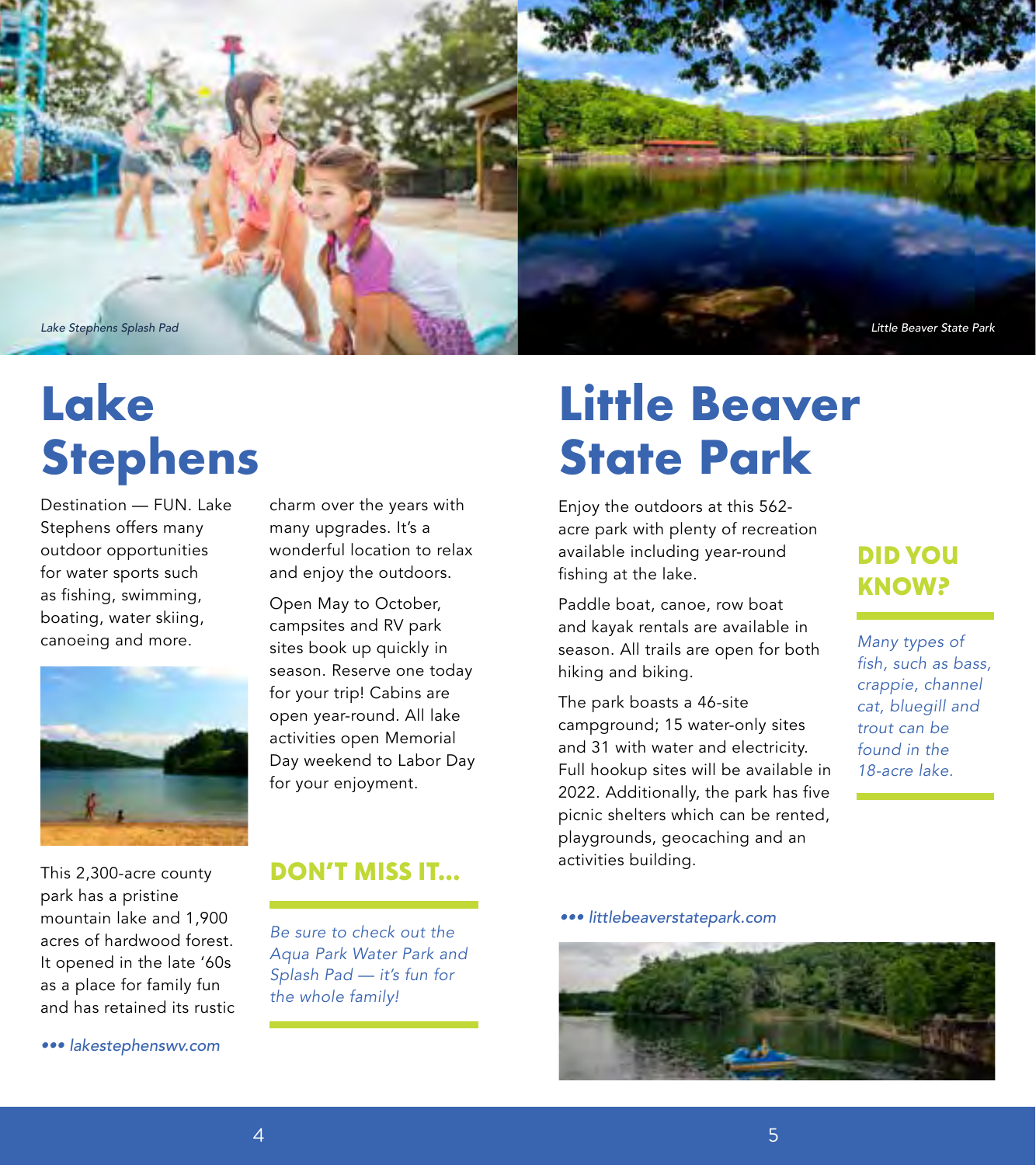Lake Stephens Splash Pad

Little Beaver State Park

# Lake Stephens

Destination — FUN. Lake Stephens offers many outdoor opportunities for water sports such as fishing, swimming, boating, water skiing, canoeing and more.

This 2,300-acre county park has a pristine mountain lake and 1,900 acres of hardwood forest. It opened in the late '60s as a place for family fun and has retained its rustic charm over the years with many upgrades. It's a wonderful location to relax and enjoy the outdoors.

Open May to October, campsites and RV park sites book up quickly in season. Reserve one today for your trip! Cabins are open year-round. All lake activities open Memorial Day weekend to Labor Day for your enjoyment.

### DON'T MISS IT...

*Be sure to check out the Aqua Park Water Park and Splash Pad — it's fun for the whole family!*

*••• lakestephenswv.com*

# Little Beaver State Park

Enjoy the outdoors at this 562-acre park with plenty of recreation available including year-round fishing at the lake.

Paddle boat, canoe, row boat and kayak rentals are available in season. All trails are open for both hiking and biking.

The park boasts a 46-site campground; 15 water-only sites and 31 with water and electricity. Full hookup sites will be available in 2022. Additionally, the park has five picnic shelters which can be rented, playgrounds, geocaching and an activities building.

### DID YOU KNOW?

*Many types of fish, such as bass, crappie, channel cat, bluegill and trout can be found in the 18-acre lake.*

*••• littlebeaverstatepark.com*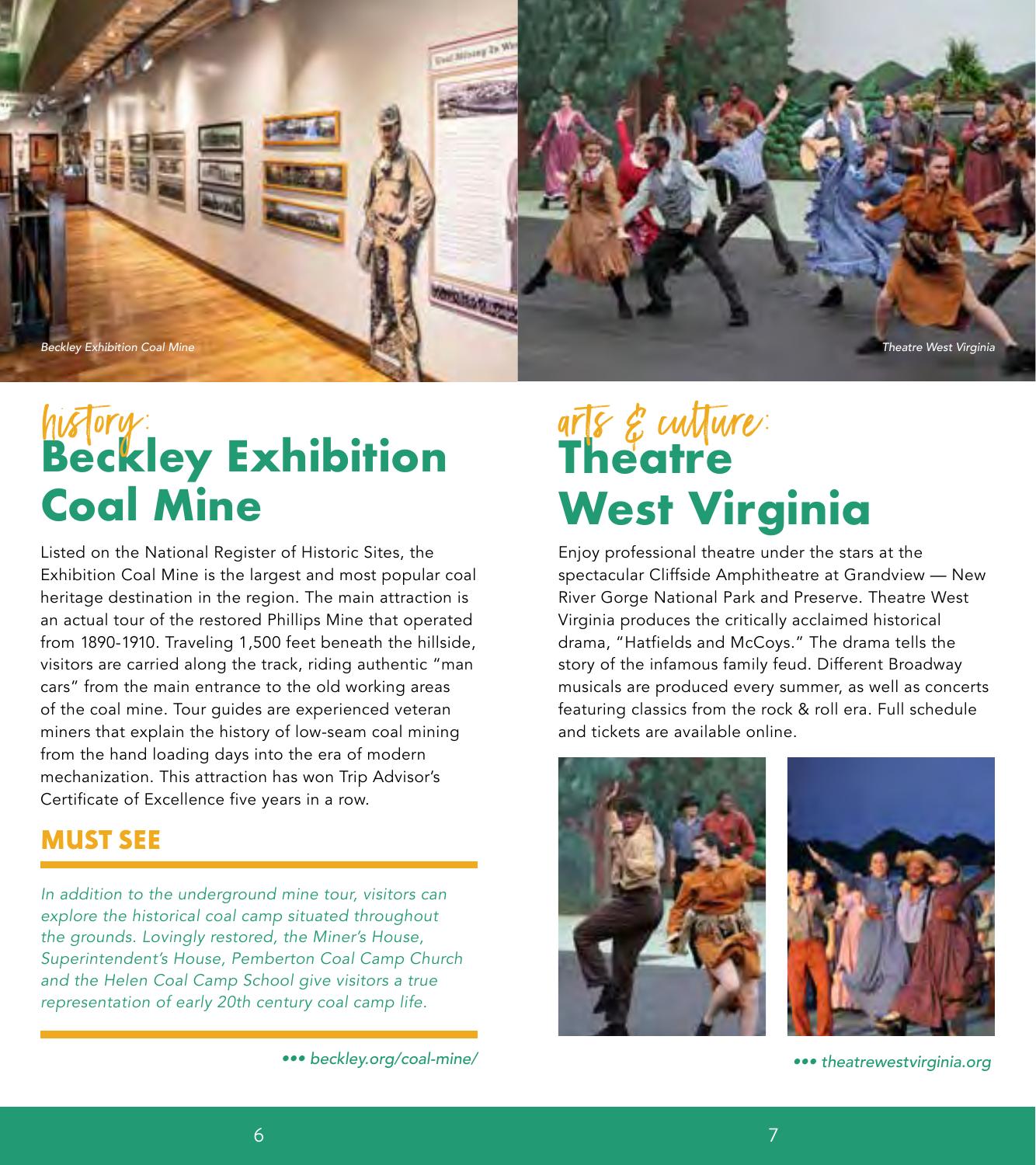Beckley Exhibition Coal Mine

Theatre West Virginia

## history: Beckley Exhibition Coal Mine

Listed on the National Register of Historic Sites, the Exhibition Coal Mine is the largest and most popular coal heritage destination in the region. The main attraction is an actual tour of the restored Phillips Mine that operated from 1890-1910. Traveling 1,500 feet beneath the hillside, visitors are carried along the track, riding authentic "man cars" from the main entrance to the old working areas of the coal mine. Tour guides are experienced veteran miners that explain the history of low-seam coal mining from the hand loading days into the era of modern mechanization. This attraction has won Trip Advisor's Certificate of Excellence five years in a row.

### MUST SEE

*In addition to the underground mine tour, visitors can explore the historical coal camp situated throughout the grounds. Lovingly restored, the Miner's House, Superintendent's House, Pemberton Coal Camp Church and the Helen Coal Camp School give visitors a true representation of early 20th century coal camp life.*

*••• beckley.org/coal-mine/*

## arts & culture: Theatre West Virginia

Enjoy professional theatre under the stars at the spectacular Cliffside Amphitheatre at Grandview — New River Gorge National Park and Preserve. Theatre West Virginia produces the critically acclaimed historical drama, "Hatfields and McCoys." The drama tells the story of the infamous family feud. Different Broadway musicals are produced every summer, as well as concerts featuring classics from the rock & roll era. Full schedule and tickets are available online.

*••• theatrewestvirginia.org*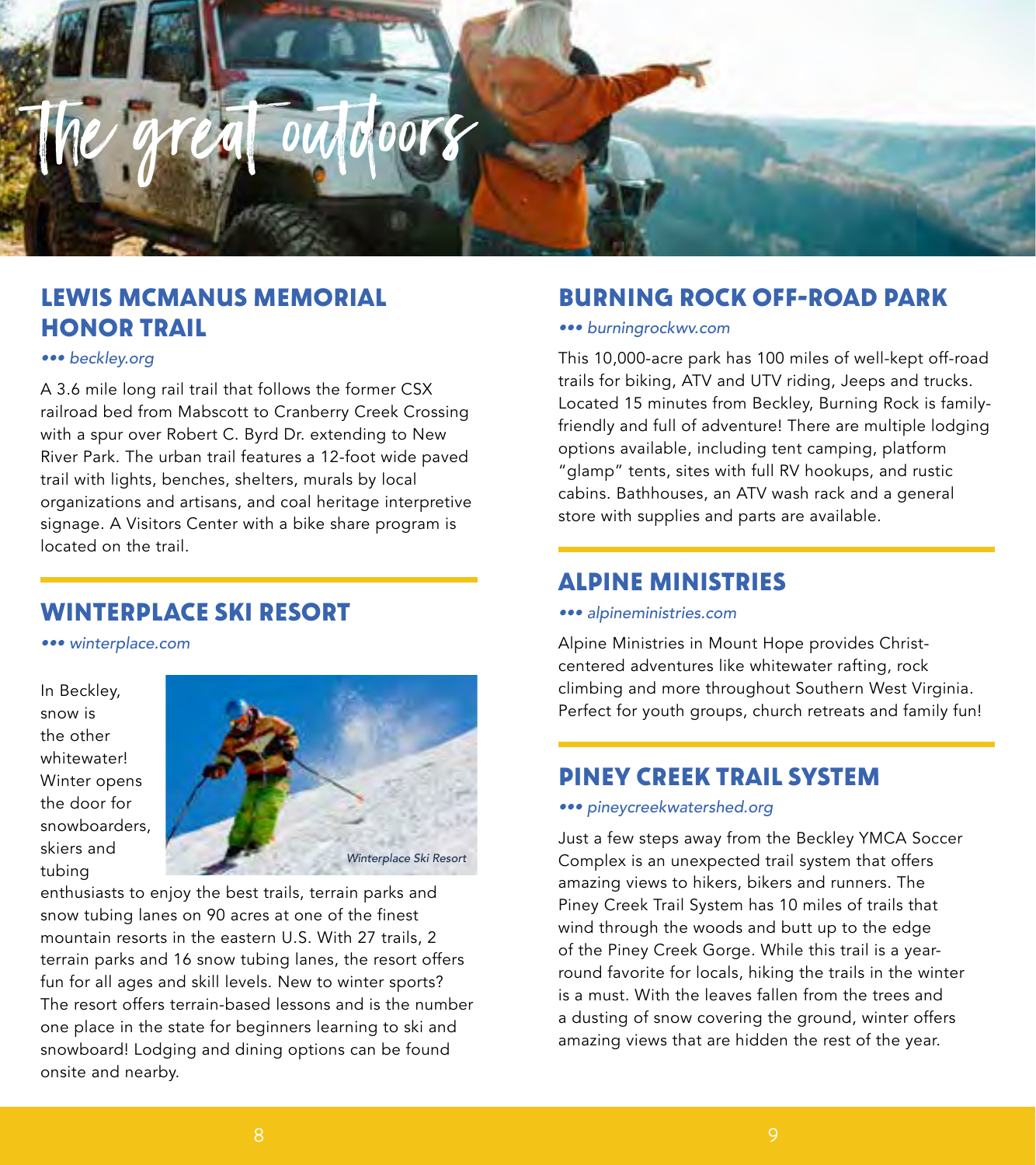# The great outdoors

## LEWIS MCMANUS MEMORIAL HONOR TRAIL

*••• beckley.org*

A 3.6 mile long rail trail that follows the former CSX railroad bed from Mabscott to Cranberry Creek Crossing with a spur over Robert C. Byrd Dr. extending to New River Park. The urban trail features a 12-foot wide paved trail with lights, benches, shelters, murals by local organizations and artisans, and coal heritage interpretive signage. A Visitors Center with a bike share program is located on the trail.

## WINTERPLACE SKI RESORT

*••• winterplace.com*

In Beckley, snow is the other whitewater! Winter opens the door for snowboarders, skiers and tubing enthusiasts to enjoy the best trails, terrain parks and snow tubing lanes on 90 acres at one of the finest mountain resorts in the eastern U.S. With 27 trails, 2 terrain parks and 16 snow tubing lanes, the resort offers fun for all ages and skill levels. New to winter sports? The resort offers terrain-based lessons and is the number one place in the state for beginners learning to ski and snowboard! Lodging and dining options can be found onsite and nearby.

*Winterplace Ski Resort*

## BURNING ROCK OFF-ROAD PARK

*••• burningrockwv.com*

This 10,000-acre park has 100 miles of well-kept off-road trails for biking, ATV and UTV riding, Jeeps and trucks. Located 15 minutes from Beckley, Burning Rock is family-friendly and full of adventure! There are multiple lodging options available, including tent camping, platform "glamp" tents, sites with full RV hookups, and rustic cabins. Bathhouses, an ATV wash rack and a general store with supplies and parts are available.

## ALPINE MINISTRIES

*••• alpineministries.com*

Alpine Ministries in Mount Hope provides Christ-centered adventures like whitewater rafting, rock climbing and more throughout Southern West Virginia. Perfect for youth groups, church retreats and family fun!

## PINEY CREEK TRAIL SYSTEM

*••• pineycreekwatershed.org*

Just a few steps away from the Beckley YMCA Soccer Complex is an unexpected trail system that offers amazing views to hikers, bikers and runners. The Piney Creek Trail System has 10 miles of trails that wind through the woods and butt up to the edge of the Piney Creek Gorge. While this trail is a year-round favorite for locals, hiking the trails in the winter is a must. With the leaves fallen from the trees and a dusting of snow covering the ground, winter offers amazing views that are hidden the rest of the year.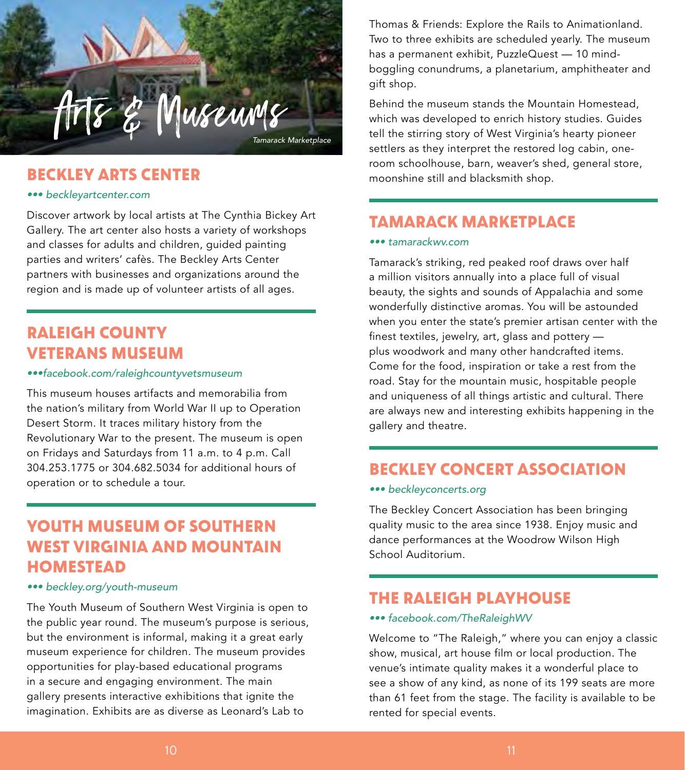# Arts & Museums

*Tamarack Marketplace*

## BECKLEY ARTS CENTER

*••• beckleyartcenter.com*

Discover artwork by local artists at The Cynthia Bickey Art Gallery. The art center also hosts a variety of workshops and classes for adults and children, guided painting parties and writers' cafès. The Beckley Arts Center partners with businesses and organizations around the region and is made up of volunteer artists of all ages.

## RALEIGH COUNTY VETERANS MUSEUM

*•••facebook.com/raleighcountyvetsmuseum*

This museum houses artifacts and memorabilia from the nation's military from World War II up to Operation Desert Storm. It traces military history from the Revolutionary War to the present. The museum is open on Fridays and Saturdays from 11 a.m. to 4 p.m. Call 304.253.1775 or 304.682.5034 for additional hours of operation or to schedule a tour.

## YOUTH MUSEUM OF SOUTHERN WEST VIRGINIA AND MOUNTAIN HOMESTEAD

*••• beckley.org/youth-museum*

The Youth Museum of Southern West Virginia is open to the public year round. The museum's purpose is serious, but the environment is informal, making it a great early museum experience for children. The museum provides opportunities for play-based educational programs in a secure and engaging environment. The main gallery presents interactive exhibitions that ignite the imagination. Exhibits are as diverse as Leonard's Lab to Thomas & Friends: Explore the Rails to Animationland. Two to three exhibits are scheduled yearly. The museum has a permanent exhibit, PuzzleQuest — 10 mind-boggling conundrums, a planetarium, amphitheater and gift shop.

Behind the museum stands the Mountain Homestead, which was developed to enrich history studies. Guides tell the stirring story of West Virginia's hearty pioneer settlers as they interpret the restored log cabin, one-room schoolhouse, barn, weaver's shed, general store, moonshine still and blacksmith shop.

## TAMARACK MARKETPLACE

*••• tamarackwv.com*

Tamarack's striking, red peaked roof draws over half a million visitors annually into a place full of visual beauty, the sights and sounds of Appalachia and some wonderfully distinctive aromas. You will be astounded when you enter the state's premier artisan center with the finest textiles, jewelry, art, glass and pottery — plus woodwork and many other handcrafted items. Come for the food, inspiration or take a rest from the road. Stay for the mountain music, hospitable people and uniqueness of all things artistic and cultural. There are always new and interesting exhibits happening in the gallery and theatre.

## BECKLEY CONCERT ASSOCIATION

*••• beckleyconcerts.org*

The Beckley Concert Association has been bringing quality music to the area since 1938. Enjoy music and dance performances at the Woodrow Wilson High School Auditorium.

## THE RALEIGH PLAYHOUSE

*••• facebook.com/TheRaleighWV*

Welcome to "The Raleigh," where you can enjoy a classic show, musical, art house film or local production. The venue's intimate quality makes it a wonderful place to see a show of any kind, as none of its 199 seats are more than 61 feet from the stage. The facility is available to be rented for special events.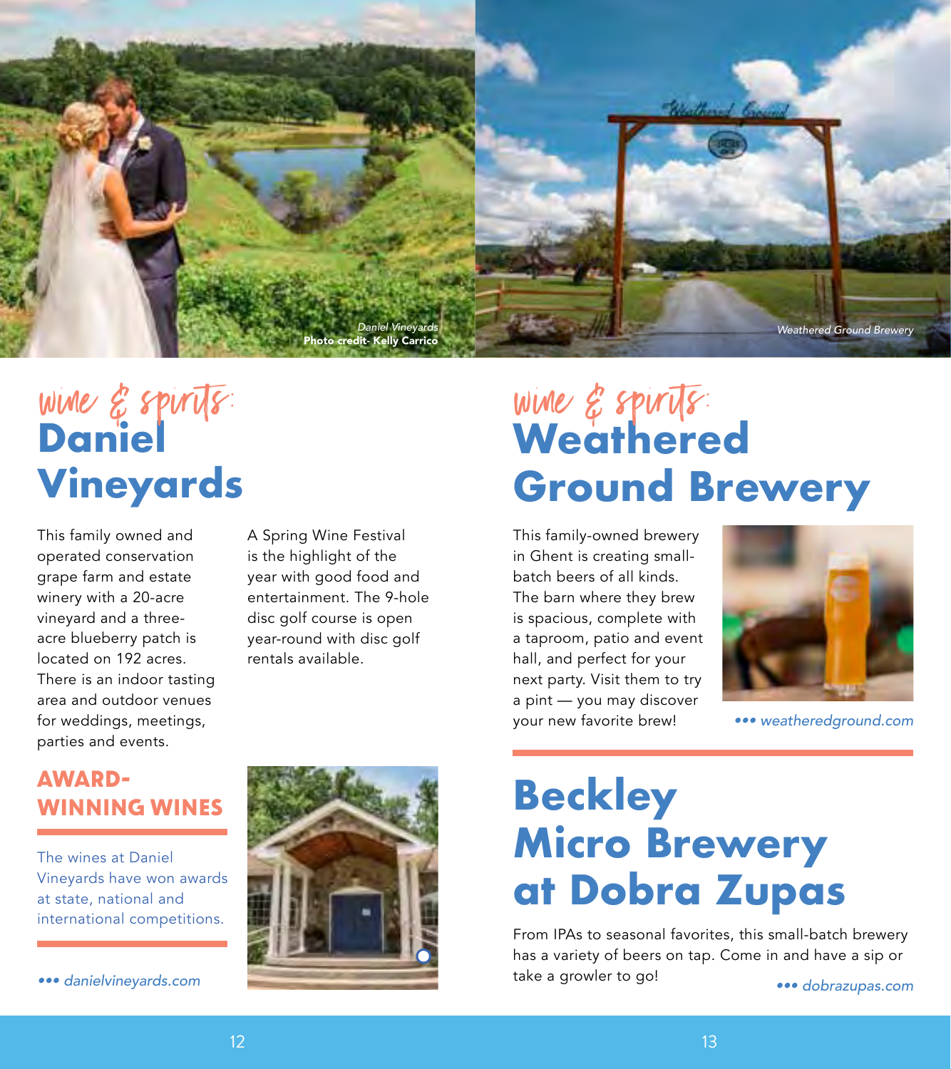Daniel Vineyards
**Photo credit- Kelly Carrico**

Weathered Ground Brewery

## wine & spirits: Daniel Vineyards

This family owned and operated conservation grape farm and estate winery with a 20-acre vineyard and a three-acre blueberry patch is located on 192 acres. There is an indoor tasting area and outdoor venues for weddings, meetings, parties and events.

A Spring Wine Festival is the highlight of the year with good food and entertainment. The 9-hole disc golf course is open year-round with disc golf rentals available.

### AWARD-WINNING WINES

The wines at Daniel Vineyards have won awards at state, national and international competitions.

*••• danielvineyards.com*

## wine & spirits: Weathered Ground Brewery

This family-owned brewery in Ghent is creating small-batch beers of all kinds. The barn where they brew is spacious, complete with a taproom, patio and event hall, and perfect for your next party. Visit them to try a pint — you may discover your new favorite brew!

*••• weatheredground.com*

## Beckley Micro Brewery at Dobra Zupas

From IPAs to seasonal favorites, this small-batch brewery has a variety of beers on tap. Come in and have a sip or take a growler to go!

*••• dobrazupas.com*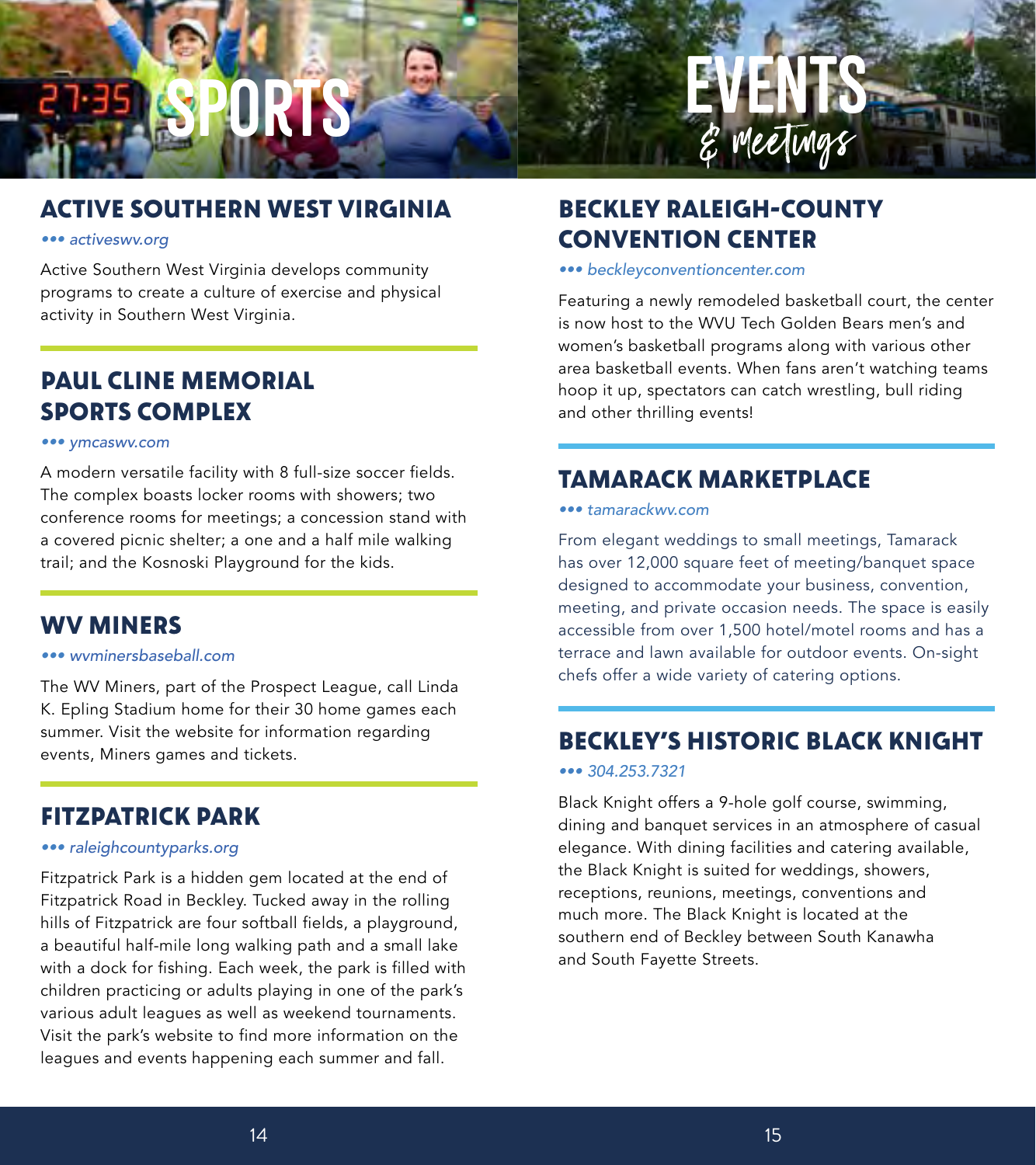# SPORTS

## ACTIVE SOUTHERN WEST VIRGINIA

*••• activeswv.org*

Active Southern West Virginia develops community programs to create a culture of exercise and physical activity in Southern West Virginia.

## PAUL CLINE MEMORIAL SPORTS COMPLEX

*••• ymcaswv.com*

A modern versatile facility with 8 full-size soccer fields. The complex boasts locker rooms with showers; two conference rooms for meetings; a concession stand with a covered picnic shelter; a one and a half mile walking trail; and the Kosnoski Playground for the kids.

## WV MINERS

*••• wvminersbaseball.com*

The WV Miners, part of the Prospect League, call Linda K. Epling Stadium home for their 30 home games each summer. Visit the website for information regarding events, Miners games and tickets.

## FITZPATRICK PARK

*••• raleighcountyparks.org*

Fitzpatrick Park is a hidden gem located at the end of Fitzpatrick Road in Beckley. Tucked away in the rolling hills of Fitzpatrick are four softball fields, a playground, a beautiful half-mile long walking path and a small lake with a dock for fishing. Each week, the park is filled with children practicing or adults playing in one of the park's various adult leagues as well as weekend tournaments. Visit the park's website to find more information on the leagues and events happening each summer and fall.

# EVENTS & meetings

## BECKLEY RALEIGH-COUNTY CONVENTION CENTER

*••• beckleyconventioncenter.com*

Featuring a newly remodeled basketball court, the center is now host to the WVU Tech Golden Bears men's and women's basketball programs along with various other area basketball events. When fans aren't watching teams hoop it up, spectators can catch wrestling, bull riding and other thrilling events!

## TAMARACK MARKETPLACE

*••• tamarackwv.com*

From elegant weddings to small meetings, Tamarack has over 12,000 square feet of meeting/banquet space designed to accommodate your business, convention, meeting, and private occasion needs. The space is easily accessible from over 1,500 hotel/motel rooms and has a terrace and lawn available for outdoor events. On-sight chefs offer a wide variety of catering options.

## BECKLEY'S HISTORIC BLACK KNIGHT

*••• 304.253.7321*

Black Knight offers a 9-hole golf course, swimming, dining and banquet services in an atmosphere of casual elegance. With dining facilities and catering available, the Black Knight is suited for weddings, showers, receptions, reunions, meetings, conventions and much more. The Black Knight is located at the southern end of Beckley between South Kanawha and South Fayette Streets.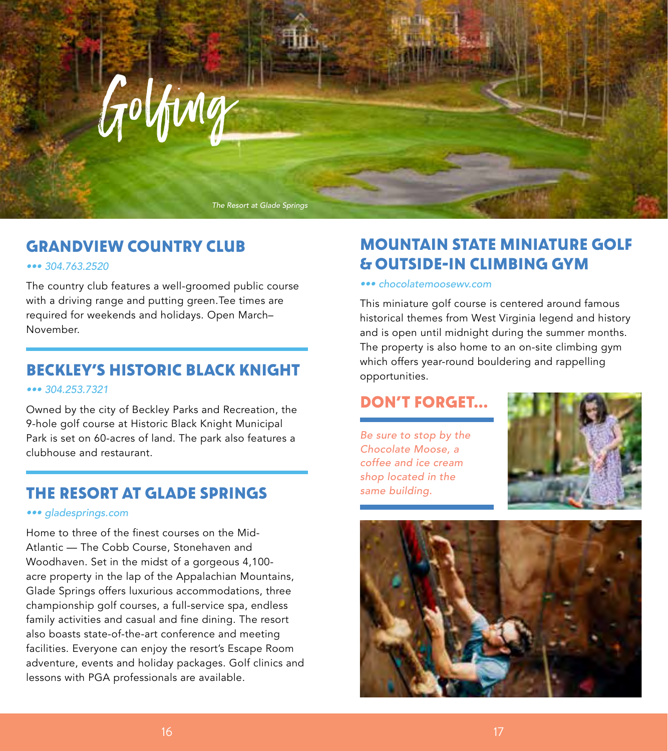# Golfing

*The Resort at Glade Springs*

## GRANDVIEW COUNTRY CLUB

*••• 304.763.2520*

The country club features a well-groomed public course with a driving range and putting green.Tee times are required for weekends and holidays. Open March–November.

## BECKLEY'S HISTORIC BLACK KNIGHT

*••• 304.253.7321*

Owned by the city of Beckley Parks and Recreation, the 9-hole golf course at Historic Black Knight Municipal Park is set on 60-acres of land. The park also features a clubhouse and restaurant.

## THE RESORT AT GLADE SPRINGS

*••• gladesprings.com*

Home to three of the finest courses on the Mid-Atlantic — The Cobb Course, Stonehaven and Woodhaven. Set in the midst of a gorgeous 4,100-acre property in the lap of the Appalachian Mountains, Glade Springs offers luxurious accommodations, three championship golf courses, a full-service spa, endless family activities and casual and fine dining. The resort also boasts state-of-the-art conference and meeting facilities. Everyone can enjoy the resort's Escape Room adventure, events and holiday packages. Golf clinics and lessons with PGA professionals are available.

## MOUNTAIN STATE MINIATURE GOLF & OUTSIDE-IN CLIMBING GYM

*••• chocolatemoosewv.com*

This miniature golf course is centered around famous historical themes from West Virginia legend and history and is open until midnight during the summer months. The property is also home to an on-site climbing gym which offers year-round bouldering and rappelling opportunities.

## DON'T FORGET...

*Be sure to stop by the Chocolate Moose, a coffee and ice cream shop located in the same building.*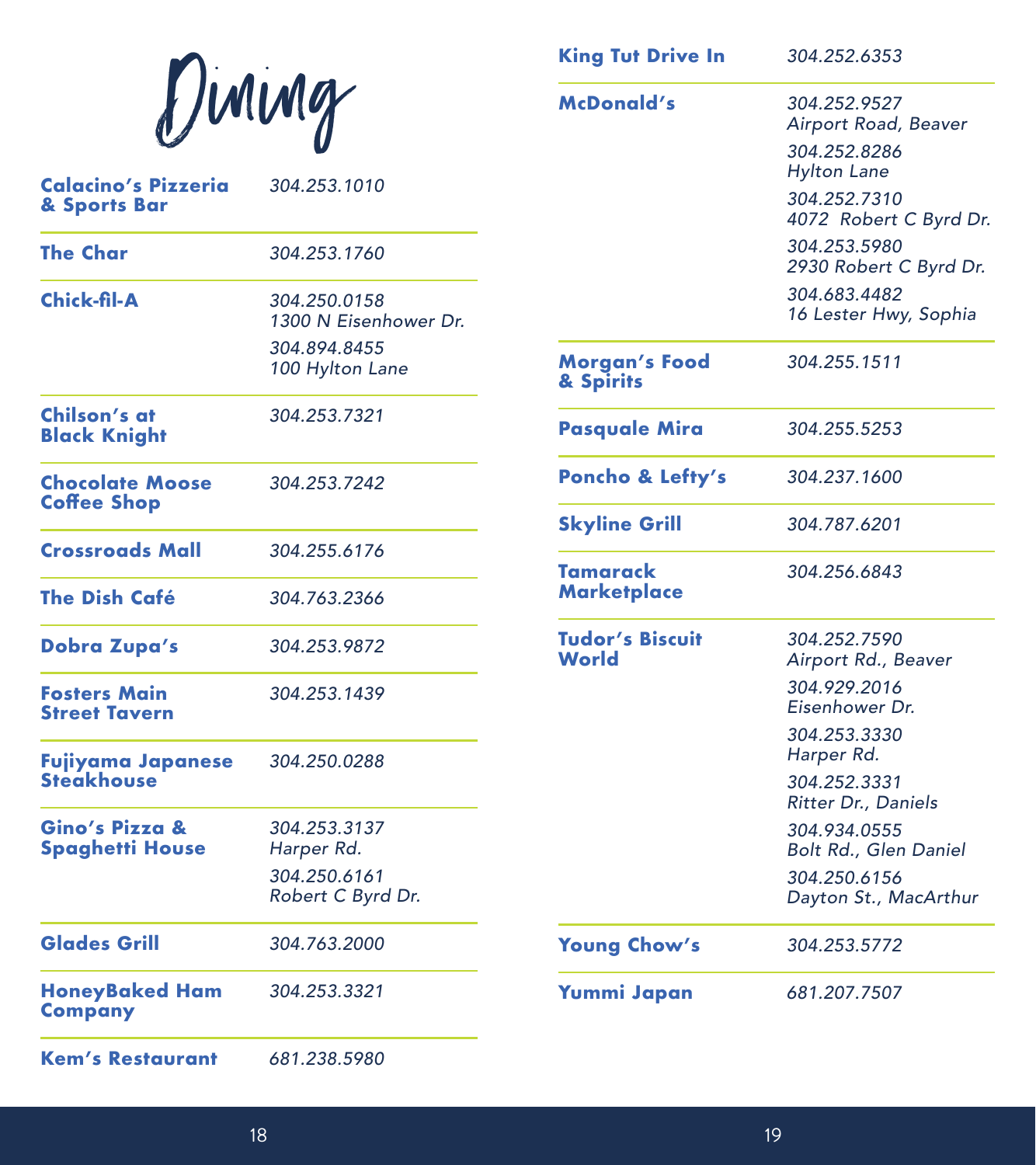# Dining

| | |
|---|---|
| **Calacino's Pizzeria & Sports Bar** | *304.253.1010* |
| **The Char** | *304.253.1760* |
| **Chick-fil-A** | *304.250.0158 1300 N Eisenhower Dr.*<br>*304.894.8455 100 Hylton Lane* |
| **Chilson's at Black Knight** | *304.253.7321* |
| **Chocolate Moose Coffee Shop** | *304.253.7242* |
| **Crossroads Mall** | *304.255.6176* |
| **The Dish Café** | *304.763.2366* |
| **Dobra Zupa's** | *304.253.9872* |
| **Fosters Main Street Tavern** | *304.253.1439* |
| **Fujiyama Japanese Steakhouse** | *304.250.0288* |
| **Gino's Pizza & Spaghetti House** | *304.253.3137 Harper Rd.*<br>*304.250.6161 Robert C Byrd Dr.* |
| **Glades Grill** | *304.763.2000* |
| **HoneyBaked Ham Company** | *304.253.3321* |
| **Kem's Restaurant** | *681.238.5980* |
| **King Tut Drive In** | *304.252.6353* |
| **McDonald's** | *304.252.9527 Airport Road, Beaver*<br>*304.252.8286 Hylton Lane*<br>*304.252.7310 4072 Robert C Byrd Dr.*<br>*304.253.5980 2930 Robert C Byrd Dr.*<br>*304.683.4482 16 Lester Hwy, Sophia* |
| **Morgan's Food & Spirits** | *304.255.1511* |
| **Pasquale Mira** | *304.255.5253* |
| **Poncho & Lefty's** | *304.237.1600* |
| **Skyline Grill** | *304.787.6201* |
| **Tamarack Marketplace** | *304.256.6843* |
| **Tudor's Biscuit World** | *304.252.7590 Airport Rd., Beaver*<br>*304.929.2016 Eisenhower Dr.*<br>*304.253.3330 Harper Rd.*<br>*304.252.3331 Ritter Dr., Daniels*<br>*304.934.0555 Bolt Rd., Glen Daniel*<br>*304.250.6156 Dayton St., MacArthur* |
| **Young Chow's** | *304.253.5772* |
| **Yummi Japan** | *681.207.7507* |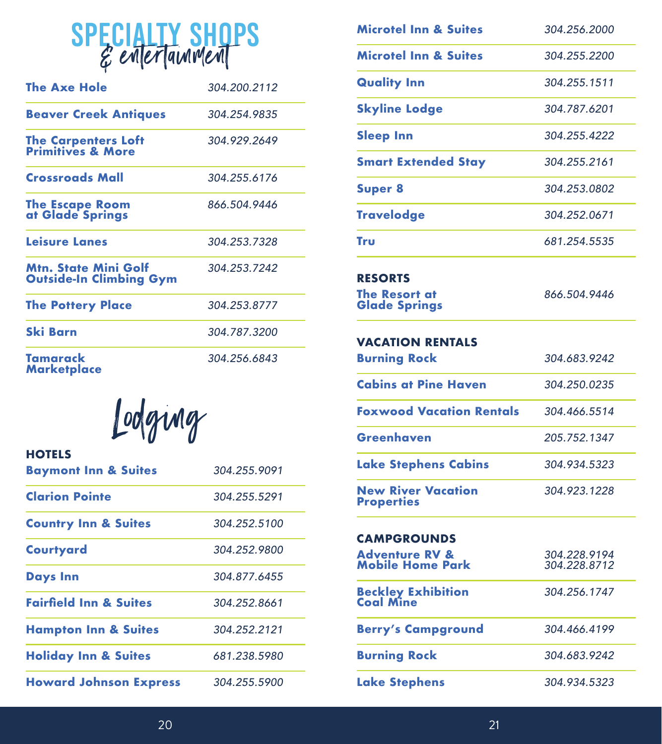# SPECIALTY SHOPS & entertainment

| | |
|---|---|
| **The Axe Hole** | 304.200.2112 |
| **Beaver Creek Antiques** | 304.254.9835 |
| **The Carpenters Loft Primitives & More** | 304.929.2649 |
| **Crossroads Mall** | 304.255.6176 |
| **The Escape Room at Glade Springs** | 866.504.9446 |
| **Leisure Lanes** | 304.253.7328 |
| **Mtn. State Mini Golf Outside-In Climbing Gym** | 304.253.7242 |
| **The Pottery Place** | 304.253.8777 |
| **Ski Barn** | 304.787.3200 |
| **Tamarack Marketplace** | 304.256.6843 |

# Lodging

## HOTELS

| | |
|---|---|
| **Baymont Inn & Suites** | 304.255.9091 |
| **Clarion Pointe** | 304.255.5291 |
| **Country Inn & Suites** | 304.252.5100 |
| **Courtyard** | 304.252.9800 |
| **Days Inn** | 304.877.6455 |
| **Fairfield Inn & Suites** | 304.252.8661 |
| **Hampton Inn & Suites** | 304.252.2121 |
| **Holiday Inn & Suites** | 681.238.5980 |
| **Howard Johnson Express** | 304.255.5900 |
| **Microtel Inn & Suites** | 304.256.2000 |
| **Microtel Inn & Suites** | 304.255.2200 |
| **Quality Inn** | 304.255.1511 |
| **Skyline Lodge** | 304.787.6201 |
| **Sleep Inn** | 304.255.4222 |
| **Smart Extended Stay** | 304.255.2161 |
| **Super 8** | 304.253.0802 |
| **Travelodge** | 304.252.0671 |
| **Tru** | 681.254.5535 |

## RESORTS

| | |
|---|---|
| **The Resort at Glade Springs** | 866.504.9446 |

## VACATION RENTALS

| | |
|---|---|
| **Burning Rock** | 304.683.9242 |
| **Cabins at Pine Haven** | 304.250.0235 |
| **Foxwood Vacation Rentals** | 304.466.5514 |
| **Greenhaven** | 205.752.1347 |
| **Lake Stephens Cabins** | 304.934.5323 |
| **New River Vacation Properties** | 304.923.1228 |

## CAMPGROUNDS

| | |
|---|---|
| **Adventure RV & Mobile Home Park** | 304.228.9194<br>304.228.8712 |
| **Beckley Exhibition Coal Mine** | 304.256.1747 |
| **Berry's Campground** | 304.466.4199 |
| **Burning Rock** | 304.683.9242 |
| **Lake Stephens** | 304.934.5323 |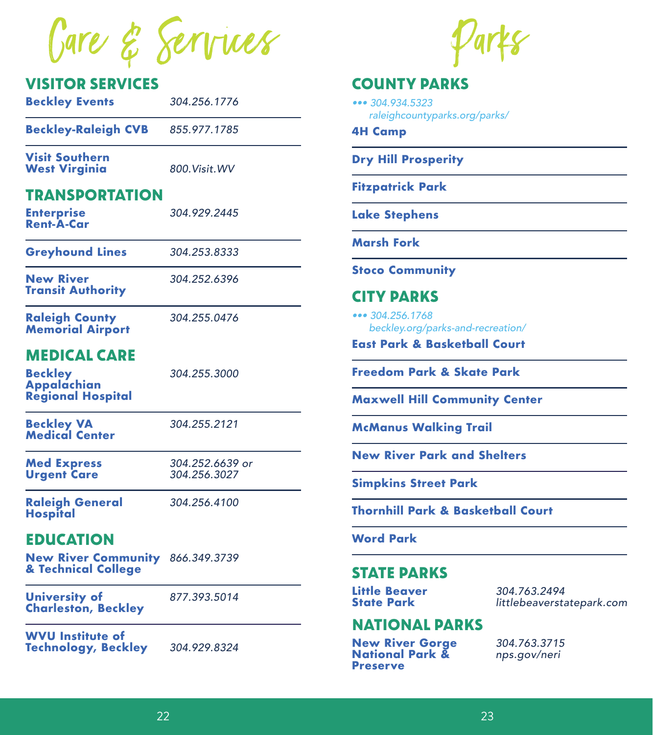# Care & Services

## VISITOR SERVICES

| | |
|---|---|
| **Beckley Events** | *304.256.1776* |
| **Beckley-Raleigh CVB** | *855.977.1785* |
| **Visit Southern West Virginia** | *800.Visit.WV* |

## TRANSPORTATION

| | |
|---|---|
| **Enterprise Rent-A-Car** | *304.929.2445* |
| **Greyhound Lines** | *304.253.8333* |
| **New River Transit Authority** | *304.252.6396* |
| **Raleigh County Memorial Airport** | *304.255.0476* |

## MEDICAL CARE

| | |
|---|---|
| **Beckley Appalachian Regional Hospital** | *304.255.3000* |
| **Beckley VA Medical Center** | *304.255.2121* |
| **Med Express Urgent Care** | *304.252.6639 or 304.256.3027* |
| **Raleigh General Hospital** | *304.256.4100* |

## EDUCATION

| | |
|---|---|
| **New River Community & Technical College** | *866.349.3739* |
| **University of Charleston, Beckley** | *877.393.5014* |
| **WVU Institute of Technology, Beckley** | *304.929.8324* |

# Parks

## COUNTY PARKS

••• *304.934.5323*
*raleighcountyparks.org/parks/*

- **4H Camp**
- **Dry Hill Prosperity**
- **Fitzpatrick Park**
- **Lake Stephens**
- **Marsh Fork**
- **Stoco Community**

## CITY PARKS

••• *304.256.1768*
*beckley.org/parks-and-recreation/*

- **East Park & Basketball Court**
- **Freedom Park & Skate Park**
- **Maxwell Hill Community Center**
- **McManus Walking Trail**
- **New River Park and Shelters**
- **Simpkins Street Park**
- **Thornhill Park & Basketball Court**
- **Word Park**

## STATE PARKS

| | |
|---|---|
| **Little Beaver State Park** | *304.763.2494* *littlebeaverstatepark.com* |

## NATIONAL PARKS

| | |
|---|---|
| **New River Gorge National Park & Preserve** | *304.763.3715* *nps.gov/neri* |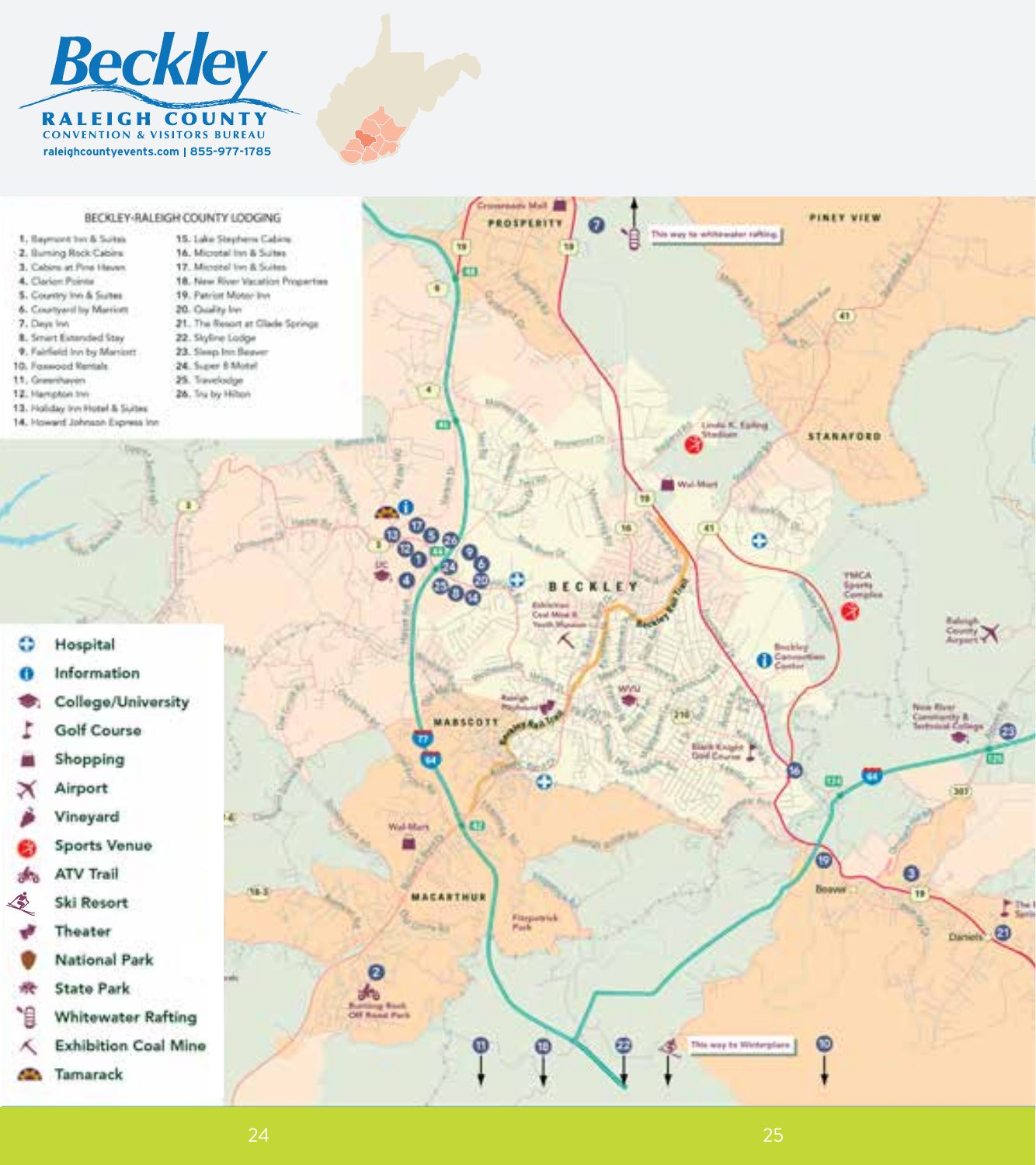# Beckley

**RALEIGH COUNTY**
CONVENTION & VISITORS BUREAU
raleighcountyevents.com | 855-977-1785

## BECKLEY-RALEIGH COUNTY LODGING

1. Baymont Inn & Suites
2. Burning Rock Cabins
3. Cabins at Pine Haven
4. Clarion Pointe
5. Country Inn & Suites
6. Courtyard by Marriott
7. Days Inn
8. Smart Extended Stay
9. Fairfield Inn by Marriott
10. Foxwood Rentals
11. Greenhaven
12. Hampton Inn
13. Holiday Inn Hotel & Suites
14. Howard Johnson Express Inn
15. Lake Stephens Cabins
16. Microtel Inn & Suites
17. Microtel Inn & Suites
18. New River Vacation Properties
19. Patriot Motor Inn
20. Quality Inn
21. The Resort at Glade Springs
22. Skyline Lodge
23. Sleep Inn Beaver
24. Super 8 Motel
25. Travelodge
26. Tru by Hilton

## Legend

- Hospital
- Information
- College/University
- Golf Course
- Shopping
- Airport
- Vineyard
- Sports Venue
- ATV Trail
- Ski Resort
- Theater
- National Park
- State Park
- Whitewater Rafting
- Exhibition Coal Mine
- Tamarack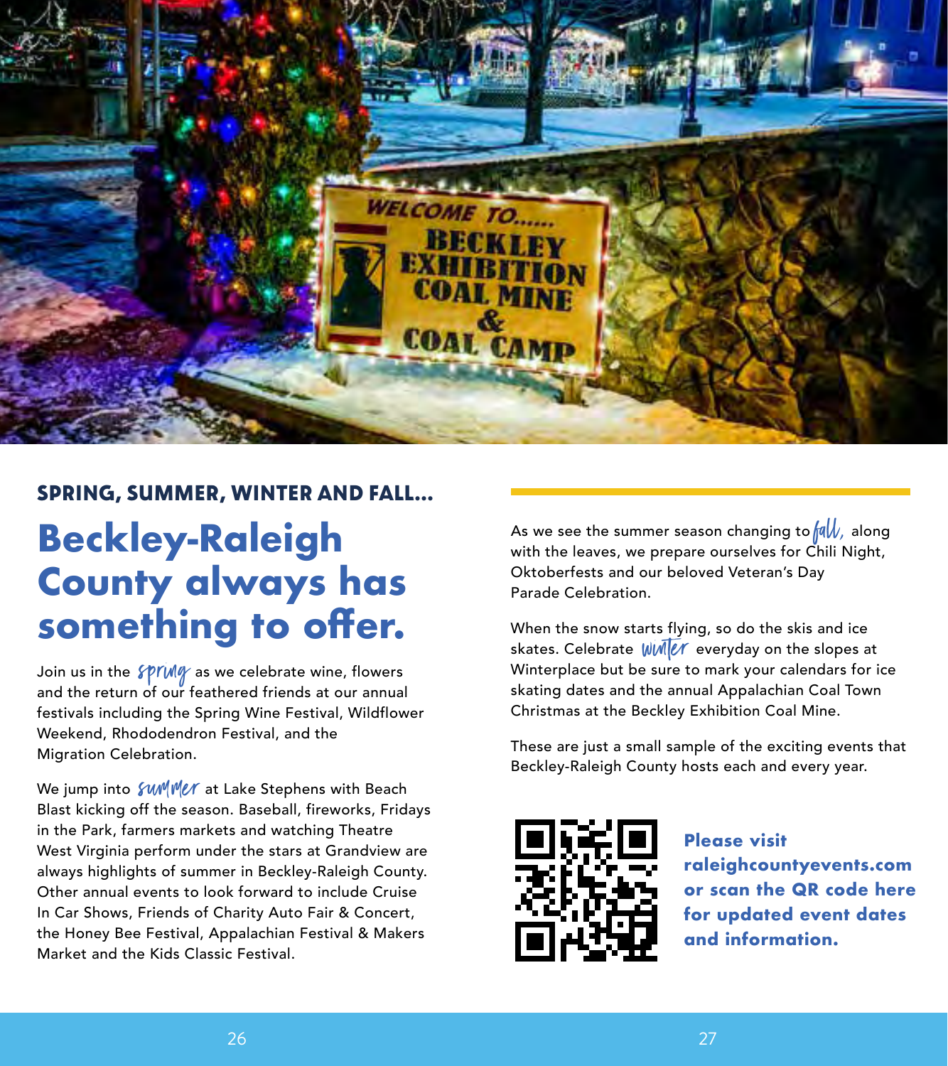SPRING, SUMMER, WINTER AND FALL...

# Beckley-Raleigh County always has something to offer.

Join us in the *spring* as we celebrate wine, flowers and the return of our feathered friends at our annual festivals including the Spring Wine Festival, Wildflower Weekend, Rhododendron Festival, and the Migration Celebration.

We jump into *summer* at Lake Stephens with Beach Blast kicking off the season. Baseball, fireworks, Fridays in the Park, farmers markets and watching Theatre West Virginia perform under the stars at Grandview are always highlights of summer in Beckley-Raleigh County. Other annual events to look forward to include Cruise In Car Shows, Friends of Charity Auto Fair & Concert, the Honey Bee Festival, Appalachian Festival & Makers Market and the Kids Classic Festival.

As we see the summer season changing to *fall*, along with the leaves, we prepare ourselves for Chili Night, Oktoberfests and our beloved Veteran's Day Parade Celebration.

When the snow starts flying, so do the skis and ice skates. Celebrate *winter* everyday on the slopes at Winterplace but be sure to mark your calendars for ice skating dates and the annual Appalachian Coal Town Christmas at the Beckley Exhibition Coal Mine.

These are just a small sample of the exciting events that Beckley-Raleigh County hosts each and every year.

**Please visit raleighcountyevents.com or scan the QR code here for updated event dates and information.**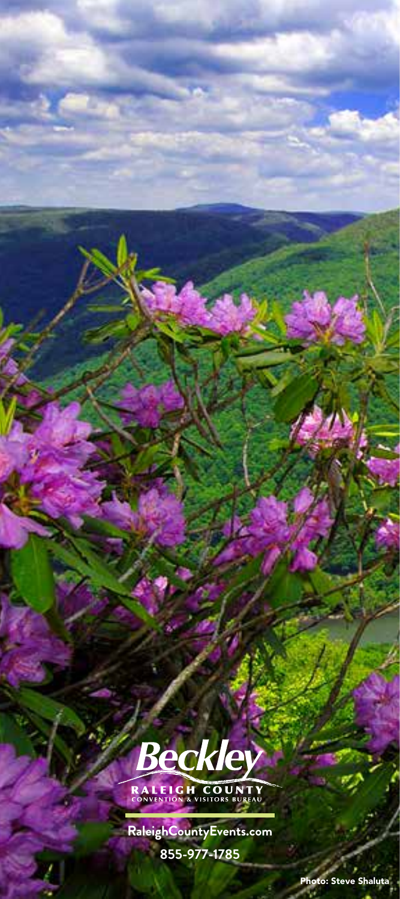Beckley

RALEIGH COUNTY
CONVENTION & VISITORS BUREAU

RaleighCountyEvents.com

855-977-1785

Photo: Steve Shaluta